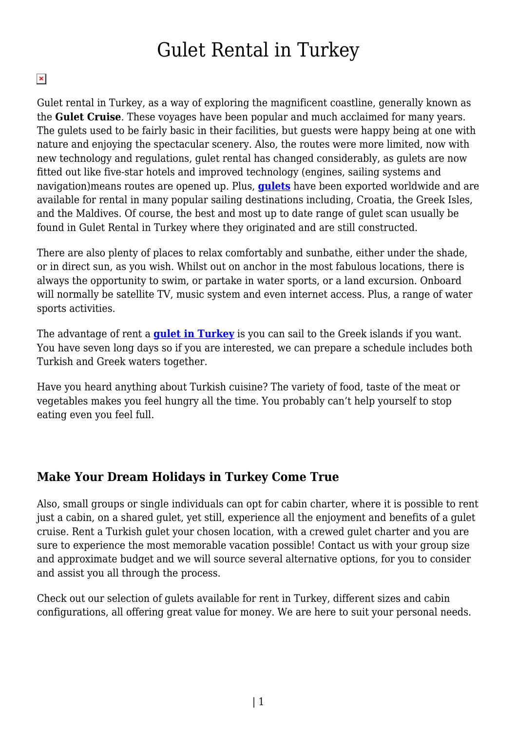# Gulet Rental in Turkey

Gulet rental in Turkey, as a way of exploring the magnificent coastline, generally known as the **Gulet Cruise**. These voyages have been popular and much acclaimed for many years. The gulets used to be fairly basic in their facilities, but guests were happy being at one with nature and enjoying the spectacular scenery. Also, the routes were more limited, now with new technology and regulations, gulet rental has changed considerably, as gulets are now fitted out like five-star hotels and improved technology (engines, sailing systems and navigation)means routes are opened up. Plus, **gulets** have been exported worldwide and are available for rental in many popular sailing destinations including, Croatia, the Greek Isles, and the Maldives. Of course, the best and most up to date range of gulet scan usually be found in Gulet Rental in Turkey where they originated and are still constructed.

There are also plenty of places to relax comfortably and sunbathe, either under the shade, or in direct sun, as you wish. Whilst out on anchor in the most fabulous locations, there is always the opportunity to swim, or partake in water sports, or a land excursion. Onboard will normally be satellite TV, music system and even internet access. Plus, a range of water sports activities.

The advantage of rent a **gulet in Turkey** is you can sail to the Greek islands if you want. You have seven long days so if you are interested, we can prepare a schedule includes both Turkish and Greek waters together.

Have you heard anything about Turkish cuisine? The variety of food, taste of the meat or vegetables makes you feel hungry all the time. You probably can't help yourself to stop eating even you feel full.

## Make Your Dream Holidays in Turkey Come True

Also, small groups or single individuals can opt for cabin charter, where it is possible to rent just a cabin, on a shared gulet, yet still, experience all the enjoyment and benefits of a gulet cruise. Rent a Turkish gulet your chosen location, with a crewed gulet charter and you are sure to experience the most memorable vacation possible! Contact us with your group size and approximate budget and we will source several alternative options, for you to consider and assist you all through the process.

Check out our selection of gulets available for rent in Turkey, different sizes and cabin configurations, all offering great value for money. We are here to suit your personal needs.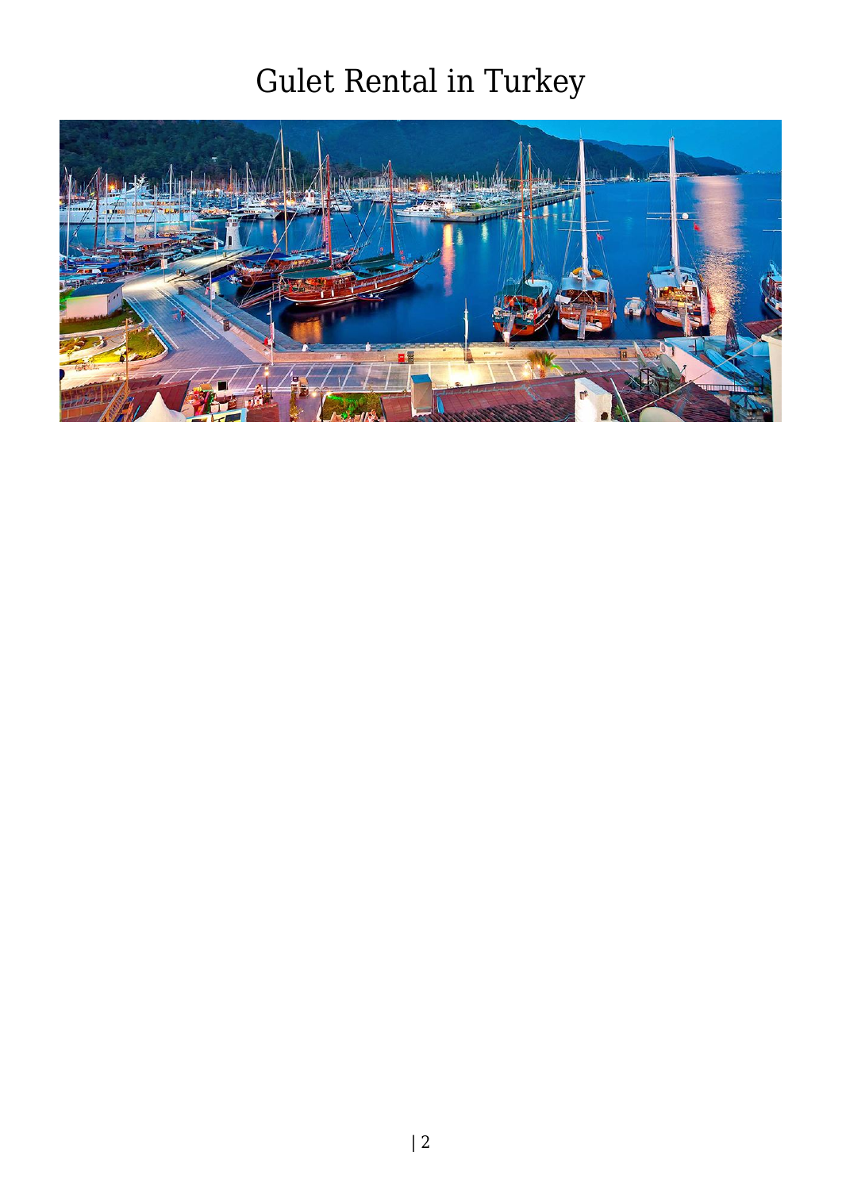# Gulet Rental in Turkey